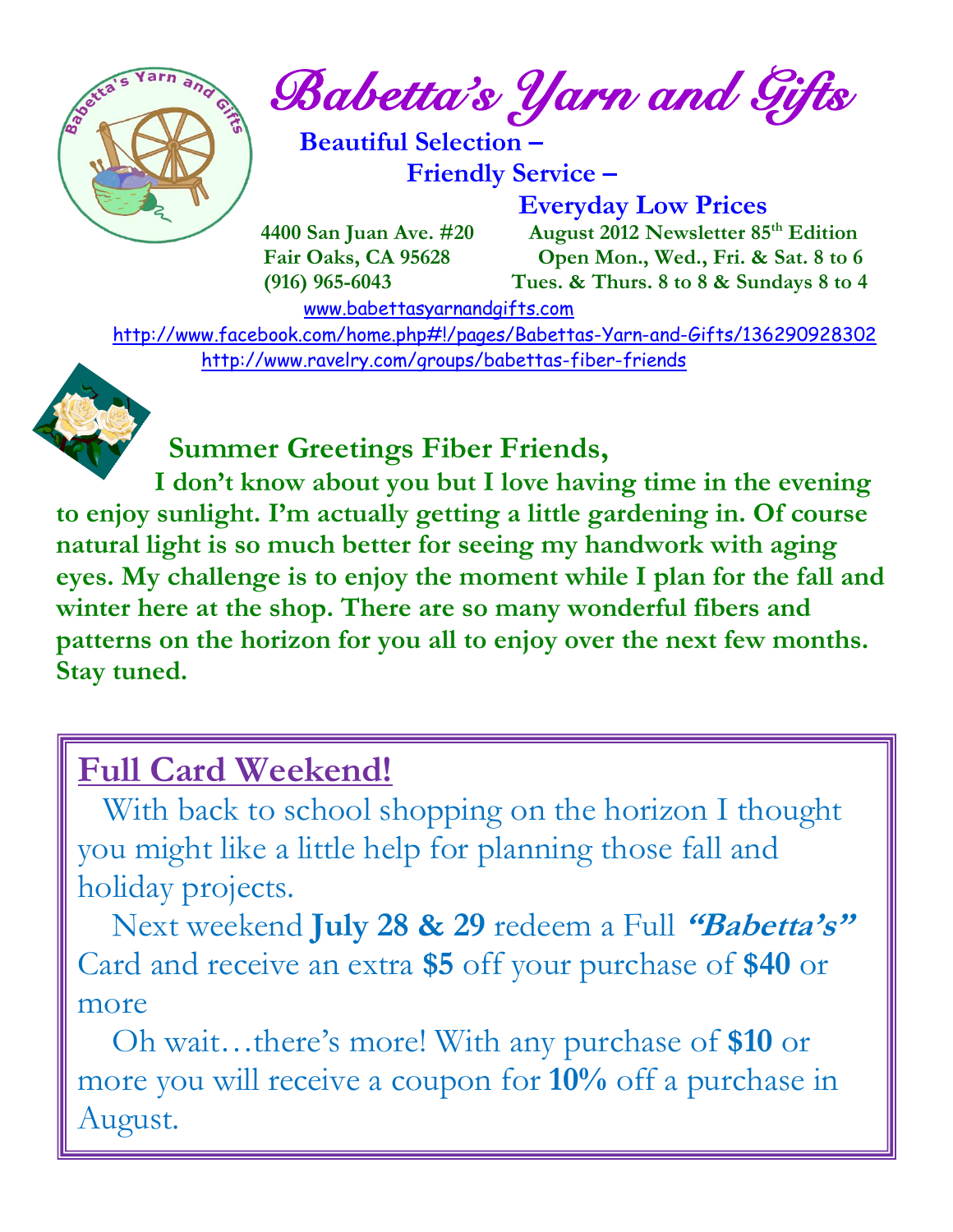# Babetta's Yarn and Gifts

**Beautiful Selection –**
**Friendly Service –**
**Everyday Low Prices**

**4400 San Juan Ave. #20**
**Fair Oaks, CA 95628**
**(916) 965-6043**

**August 2012 Newsletter 85th Edition**
**Open Mon., Wed., Fri. & Sat. 8 to 6**
**Tues. & Thurs. 8 to 8 & Sundays 8 to 4**

www.babettasyarnandgifts.com

http://www.facebook.com/home.php#!/pages/Babettas-Yarn-and-Gifts/136290928302

http://www.ravelry.com/groups/babettas-fiber-friends

**Summer Greetings Fiber Friends,**

**I don't know about you but I love having time in the evening to enjoy sunlight. I'm actually getting a little gardening in. Of course natural light is so much better for seeing my handwork with aging eyes. My challenge is to enjoy the moment while I plan for the fall and winter here at the shop. There are so many wonderful fibers and patterns on the horizon for you all to enjoy over the next few months. Stay tuned.**

## Full Card Weekend!

With back to school shopping on the horizon I thought you might like a little help for planning those fall and holiday projects.

Next weekend **July 28 & 29** redeem a Full ***"Babetta's"*** Card and receive an extra **$5** off your purchase of **$40** or more

Oh wait…there's more! With any purchase of **$10** or more you will receive a coupon for **10%** off a purchase in August.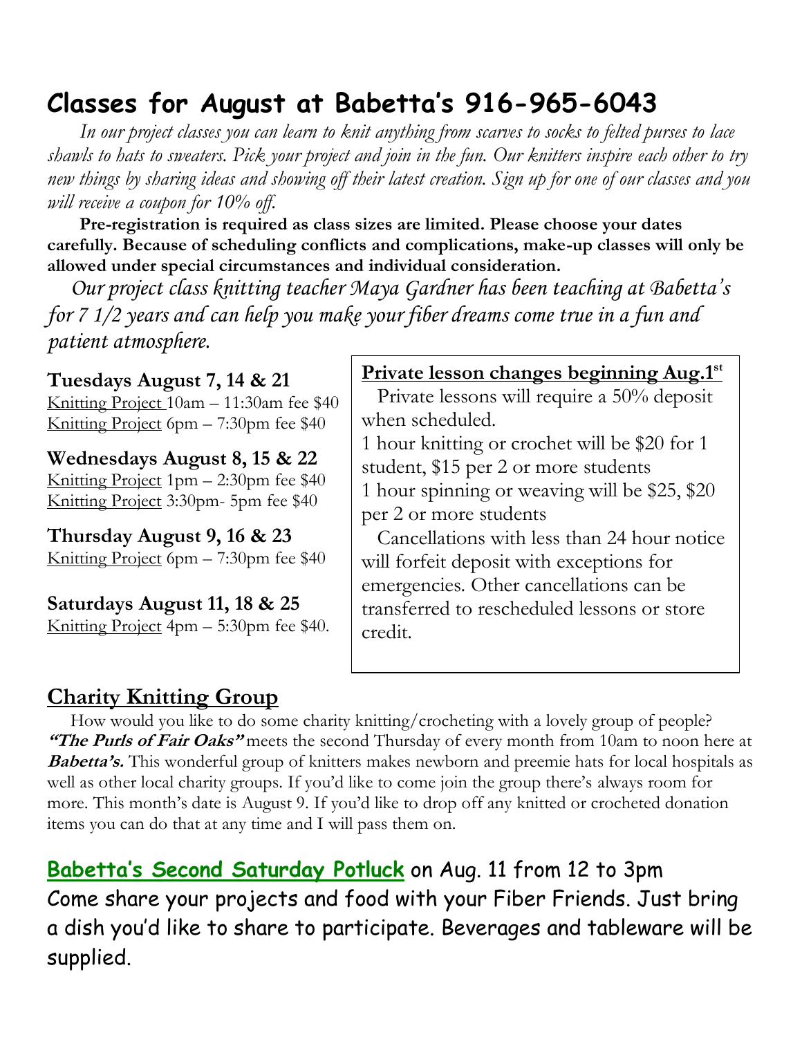# Classes for August at Babetta's 916-965-6043

*In our project classes you can learn to knit anything from scarves to socks to felted purses to lace shawls to hats to sweaters. Pick your project and join in the fun. Our knitters inspire each other to try new things by sharing ideas and showing off their latest creation. Sign up for one of our classes and you will receive a coupon for 10% off.*

**Pre-registration is required as class sizes are limited. Please choose your dates carefully. Because of scheduling conflicts and complications, make-up classes will only be allowed under special circumstances and individual consideration.**

*Our project class knitting teacher Maya Gardner has been teaching at Babetta's for 7 1/2 years and can help you make your fiber dreams come true in a fun and patient atmosphere.*

**Tuesdays August 7, 14 & 21**
Knitting Project 10am – 11:30am fee $40
Knitting Project 6pm – 7:30pm fee $40

**Wednesdays August 8, 15 & 22**
Knitting Project 1pm – 2:30pm fee $40
Knitting Project 3:30pm- 5pm fee $40

**Thursday August 9, 16 & 23**
Knitting Project 6pm – 7:30pm fee $40

**Saturdays August 11, 18 & 25**
Knitting Project 4pm – 5:30pm fee $40.

**Private lesson changes beginning Aug.1st**

Private lessons will require a 50% deposit when scheduled.

1 hour knitting or crochet will be $20 for 1 student, $15 per 2 or more students

1 hour spinning or weaving will be $25, $20 per 2 or more students

Cancellations with less than 24 hour notice will forfeit deposit with exceptions for emergencies. Other cancellations can be transferred to rescheduled lessons or store credit.

## Charity Knitting Group

How would you like to do some charity knitting/crocheting with a lovely group of people? ***"The Purls of Fair Oaks"*** meets the second Thursday of every month from 10am to noon here at ***Babetta's.*** This wonderful group of knitters makes newborn and preemie hats for local hospitals as well as other local charity groups. If you'd like to come join the group there's always room for more. This month's date is August 9. If you'd like to drop off any knitted or crocheted donation items you can do that at any time and I will pass them on.

**Babetta's Second Saturday Potluck** on Aug. 11 from 12 to 3pm
Come share your projects and food with your Fiber Friends. Just bring a dish you'd like to share to participate. Beverages and tableware will be supplied.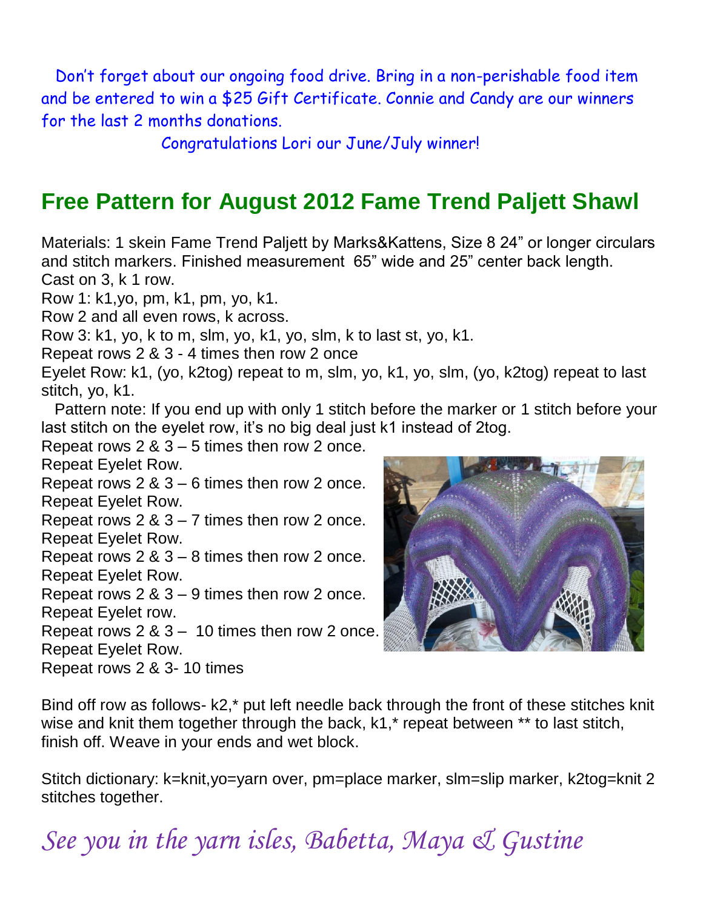Don't forget about our ongoing food drive. Bring in a non-perishable food item and be entered to win a $25 Gift Certificate. Connie and Candy are our winners for the last 2 months donations.

Congratulations Lori our June/July winner!

## Free Pattern for August 2012 Fame Trend Paljett Shawl

Materials: 1 skein Fame Trend Paljett by Marks&Kattens, Size 8 24" or longer circulars and stitch markers. Finished measurement 65" wide and 25" center back length.

Cast on 3, k 1 row.

Row 1: k1,yo, pm, k1, pm, yo, k1.

Row 2 and all even rows, k across.

Row 3: k1, yo, k to m, slm, yo, k1, yo, slm, k to last st, yo, k1.

Repeat rows 2 & 3 - 4 times then row 2 once

Eyelet Row: k1, (yo, k2tog) repeat to m, slm, yo, k1, yo, slm, (yo, k2tog) repeat to last stitch, yo, k1.

Pattern note: If you end up with only 1 stitch before the marker or 1 stitch before your last stitch on the eyelet row, it's no big deal just k1 instead of 2tog.

Repeat rows 2 & 3 – 5 times then row 2 once.

Repeat Eyelet Row.

Repeat rows 2 & 3 – 6 times then row 2 once.

Repeat Eyelet Row.

Repeat rows 2 & 3 – 7 times then row 2 once.

Repeat Eyelet Row.

Repeat rows 2 & 3 – 8 times then row 2 once.

Repeat Eyelet Row.

Repeat rows 2 & 3 – 9 times then row 2 once.

Repeat Eyelet row.

Repeat rows 2 & 3 – 10 times then row 2 once.

Repeat Eyelet Row.

Repeat rows 2 & 3- 10 times

Bind off row as follows- k2,* put left needle back through the front of these stitches knit wise and knit them together through the back, k1,* repeat between ** to last stitch, finish off. Weave in your ends and wet block.

Stitch dictionary: k=knit,yo=yarn over, pm=place marker, slm=slip marker, k2tog=knit 2 stitches together.

*See you in the yarn isles, Babetta, Maya & Gustine*